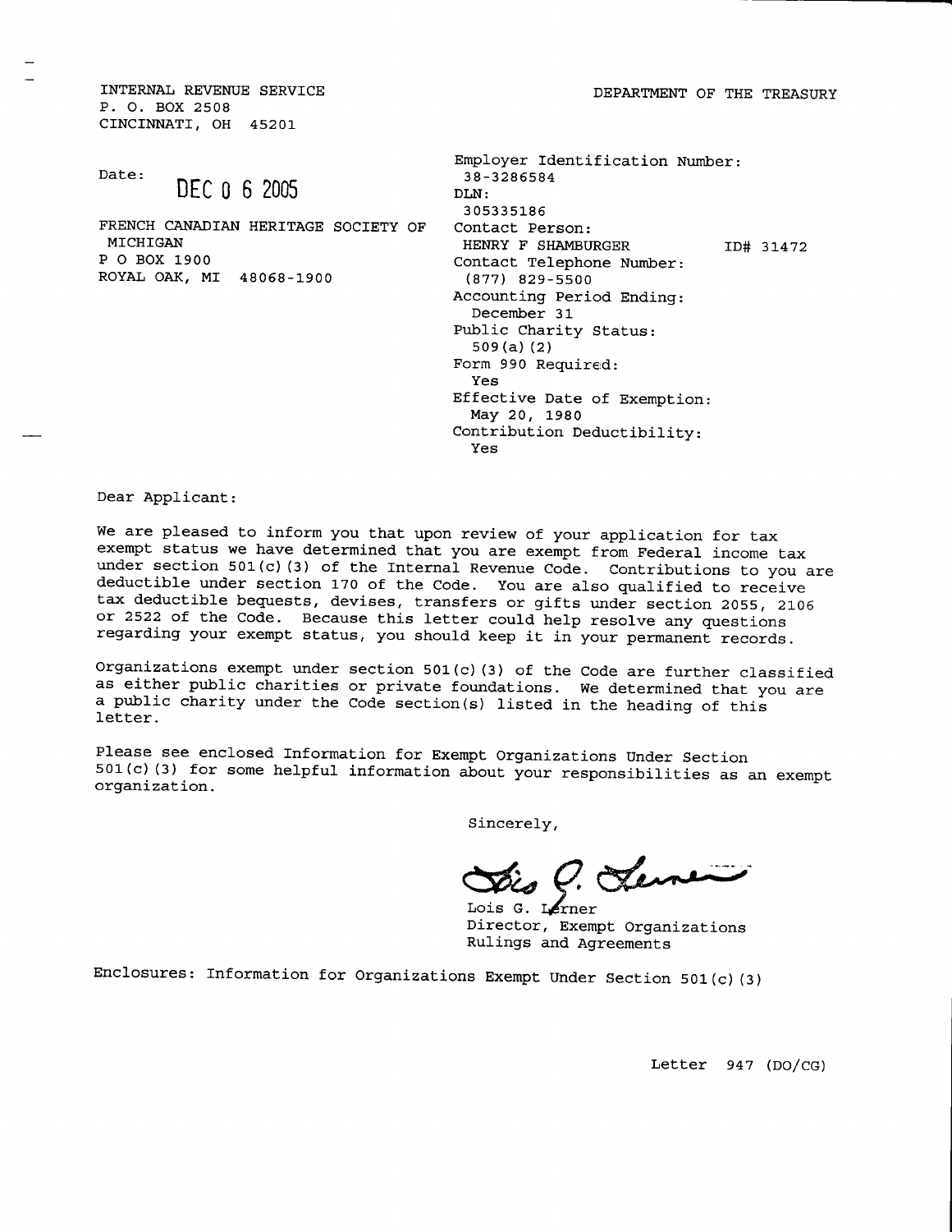INTERNAL REVENUE SERVICE
P. O. BOX 2508
CINCINNATI, OH 45201

DEPARTMENT OF THE TREASURY

Date: DEC 0 6 2005

FRENCH CANADIAN HERITAGE SOCIETY OF MICHIGAN
P O BOX 1900
ROYAL OAK, MI 48068-1900

Employer Identification Number:
38-3286584
DLN:
305335186
Contact Person:
HENRY F SHAMBURGER ID# 31472
Contact Telephone Number:
(877) 829-5500
Accounting Period Ending:
December 31
Public Charity Status:
509(a)(2)
Form 990 Required:
Yes
Effective Date of Exemption:
May 20, 1980
Contribution Deductibility:
Yes

Dear Applicant:

We are pleased to inform you that upon review of your application for tax exempt status we have determined that you are exempt from Federal income tax under section 501(c)(3) of the Internal Revenue Code. Contributions to you are deductible under section 170 of the Code. You are also qualified to receive tax deductible bequests, devises, transfers or gifts under section 2055, 2106 or 2522 of the Code. Because this letter could help resolve any questions regarding your exempt status, you should keep it in your permanent records.

Organizations exempt under section 501(c)(3) of the Code are further classified as either public charities or private foundations. We determined that you are a public charity under the Code section(s) listed in the heading of this letter.

Please see enclosed Information for Exempt Organizations Under Section 501(c)(3) for some helpful information about your responsibilities as an exempt organization.

Sincerely,

Lois G. Lerner
Director, Exempt Organizations
Rulings and Agreements

Enclosures: Information for Organizations Exempt Under Section 501(c)(3)

Letter 947 (DO/CG)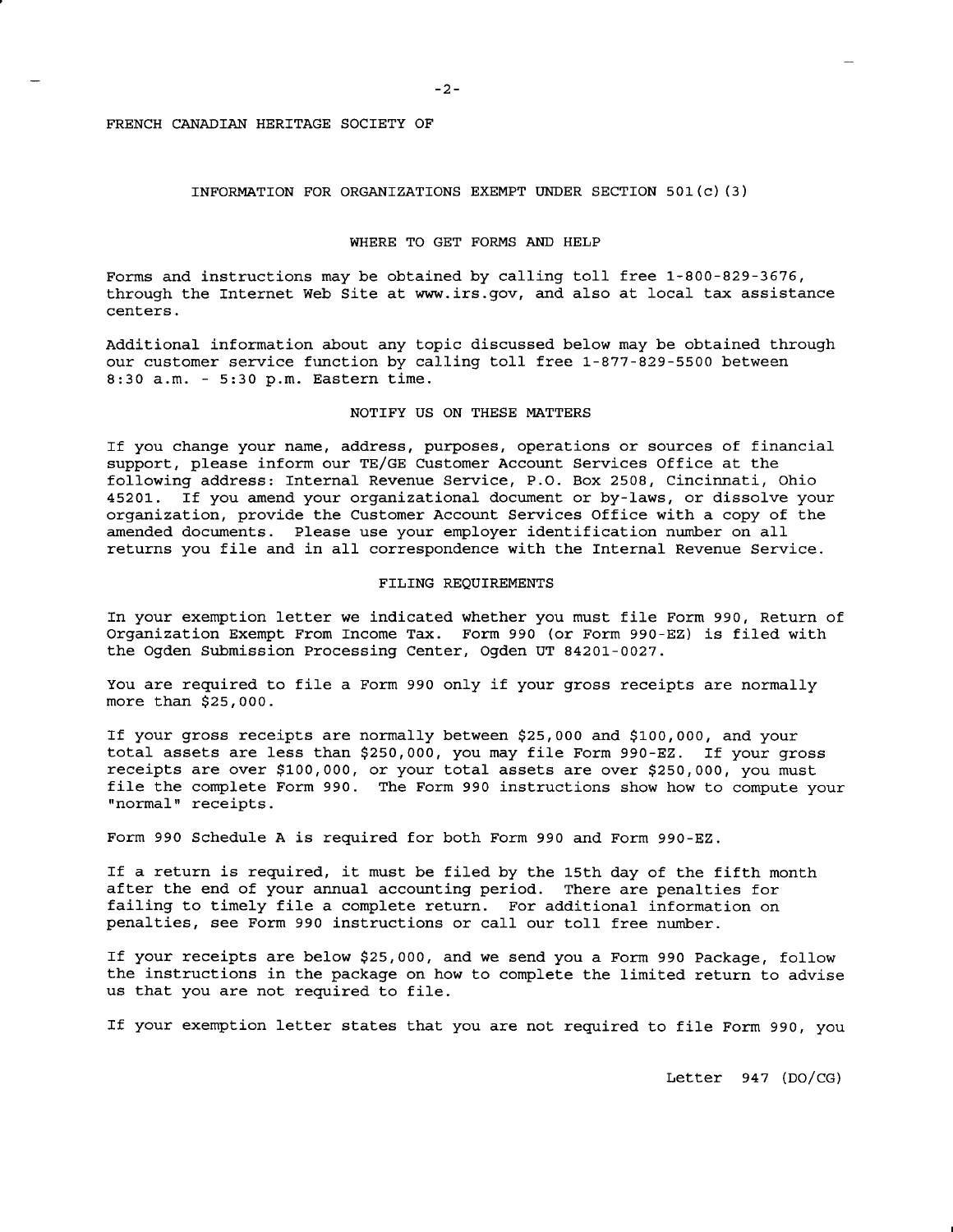FRENCH CANADIAN HERITAGE SOCIETY OF

## INFORMATION FOR ORGANIZATIONS EXEMPT UNDER SECTION 501(c)(3)

### WHERE TO GET FORMS AND HELP

Forms and instructions may be obtained by calling toll free 1-800-829-3676, through the Internet Web Site at www.irs.gov, and also at local tax assistance centers.

Additional information about any topic discussed below may be obtained through our customer service function by calling toll free 1-877-829-5500 between 8:30 a.m. - 5:30 p.m. Eastern time.

### NOTIFY US ON THESE MATTERS

If you change your name, address, purposes, operations or sources of financial support, please inform our TE/GE Customer Account Services Office at the following address: Internal Revenue Service, P.O. Box 2508, Cincinnati, Ohio 45201. If you amend your organizational document or by-laws, or dissolve your organization, provide the Customer Account Services Office with a copy of the amended documents. Please use your employer identification number on all returns you file and in all correspondence with the Internal Revenue Service.

### FILING REQUIREMENTS

In your exemption letter we indicated whether you must file Form 990, Return of Organization Exempt From Income Tax. Form 990 (or Form 990-EZ) is filed with the Ogden Submission Processing Center, Ogden UT 84201-0027.

You are required to file a Form 990 only if your gross receipts are normally more than $25,000.

If your gross receipts are normally between $25,000 and $100,000, and your total assets are less than $250,000, you may file Form 990-EZ. If your gross receipts are over $100,000, or your total assets are over $250,000, you must file the complete Form 990. The Form 990 instructions show how to compute your "normal" receipts.

Form 990 Schedule A is required for both Form 990 and Form 990-EZ.

If a return is required, it must be filed by the 15th day of the fifth month after the end of your annual accounting period. There are penalties for failing to timely file a complete return. For additional information on penalties, see Form 990 instructions or call our toll free number.

If your receipts are below $25,000, and we send you a Form 990 Package, follow the instructions in the package on how to complete the limited return to advise us that you are not required to file.

If your exemption letter states that you are not required to file Form 990, you

Letter 947 (DO/CG)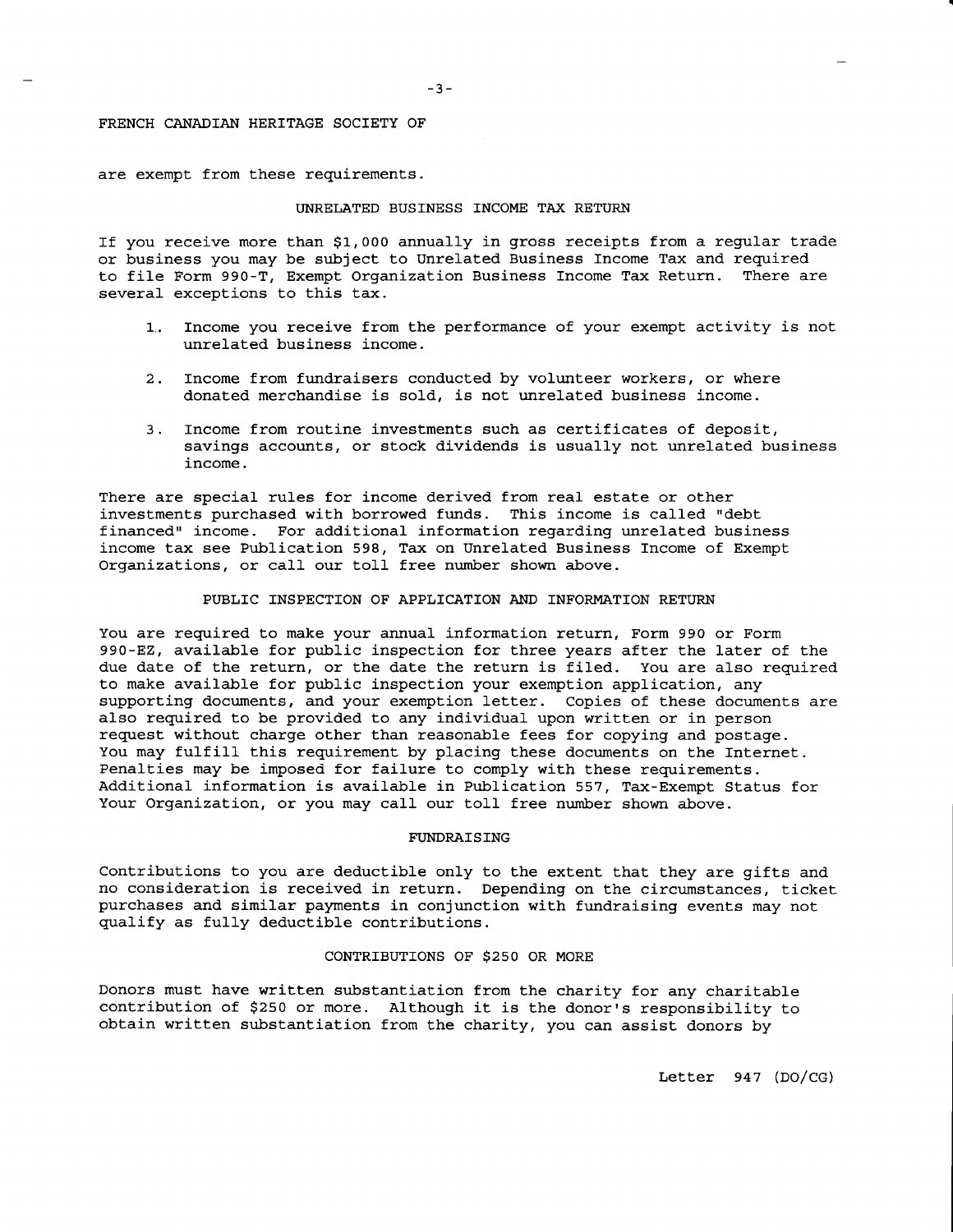FRENCH CANADIAN HERITAGE SOCIETY OF

are exempt from these requirements.

## UNRELATED BUSINESS INCOME TAX RETURN

If you receive more than $1,000 annually in gross receipts from a regular trade or business you may be subject to Unrelated Business Income Tax and required to file Form 990-T, Exempt Organization Business Income Tax Return. There are several exceptions to this tax.

1. Income you receive from the performance of your exempt activity is not unrelated business income.

2. Income from fundraisers conducted by volunteer workers, or where donated merchandise is sold, is not unrelated business income.

3. Income from routine investments such as certificates of deposit, savings accounts, or stock dividends is usually not unrelated business income.

There are special rules for income derived from real estate or other investments purchased with borrowed funds. This income is called "debt financed" income. For additional information regarding unrelated business income tax see Publication 598, Tax on Unrelated Business Income of Exempt Organizations, or call our toll free number shown above.

## PUBLIC INSPECTION OF APPLICATION AND INFORMATION RETURN

You are required to make your annual information return, Form 990 or Form 990-EZ, available for public inspection for three years after the later of the due date of the return, or the date the return is filed. You are also required to make available for public inspection your exemption application, any supporting documents, and your exemption letter. Copies of these documents are also required to be provided to any individual upon written or in person request without charge other than reasonable fees for copying and postage. You may fulfill this requirement by placing these documents on the Internet. Penalties may be imposed for failure to comply with these requirements. Additional information is available in Publication 557, Tax-Exempt Status for Your Organization, or you may call our toll free number shown above.

## FUNDRAISING

Contributions to you are deductible only to the extent that they are gifts and no consideration is received in return. Depending on the circumstances, ticket purchases and similar payments in conjunction with fundraising events may not qualify as fully deductible contributions.

## CONTRIBUTIONS OF $250 OR MORE

Donors must have written substantiation from the charity for any charitable contribution of $250 or more. Although it is the donor's responsibility to obtain written substantiation from the charity, you can assist donors by

Letter 947 (DO/CG)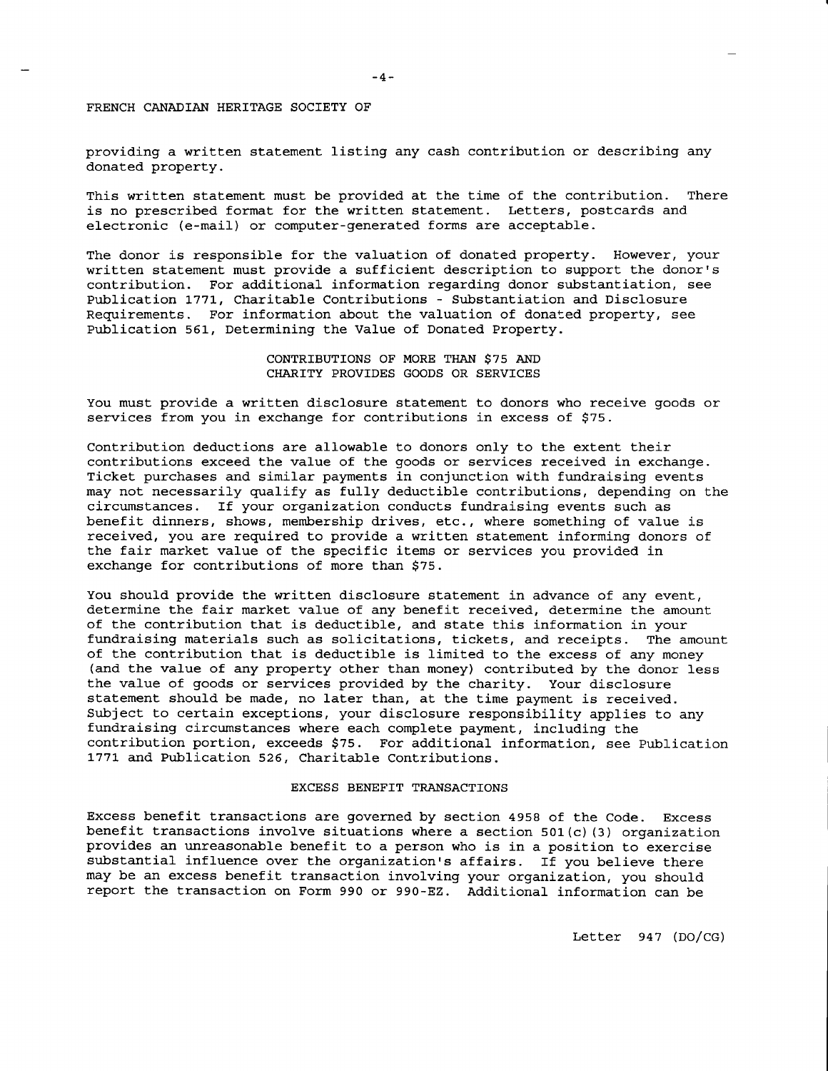FRENCH CANADIAN HERITAGE SOCIETY OF

providing a written statement listing any cash contribution or describing any donated property.

This written statement must be provided at the time of the contribution. There is no prescribed format for the written statement. Letters, postcards and electronic (e-mail) or computer-generated forms are acceptable.

The donor is responsible for the valuation of donated property. However, your written statement must provide a sufficient description to support the donor's contribution. For additional information regarding donor substantiation, see Publication 1771, Charitable Contributions - Substantiation and Disclosure Requirements. For information about the valuation of donated property, see Publication 561, Determining the Value of Donated Property.

## CONTRIBUTIONS OF MORE THAN $75 AND CHARITY PROVIDES GOODS OR SERVICES

You must provide a written disclosure statement to donors who receive goods or services from you in exchange for contributions in excess of $75.

Contribution deductions are allowable to donors only to the extent their contributions exceed the value of the goods or services received in exchange. Ticket purchases and similar payments in conjunction with fundraising events may not necessarily qualify as fully deductible contributions, depending on the circumstances. If your organization conducts fundraising events such as benefit dinners, shows, membership drives, etc., where something of value is received, you are required to provide a written statement informing donors of the fair market value of the specific items or services you provided in exchange for contributions of more than $75.

You should provide the written disclosure statement in advance of any event, determine the fair market value of any benefit received, determine the amount of the contribution that is deductible, and state this information in your fundraising materials such as solicitations, tickets, and receipts. The amount of the contribution that is deductible is limited to the excess of any money (and the value of any property other than money) contributed by the donor less the value of goods or services provided by the charity. Your disclosure statement should be made, no later than, at the time payment is received. Subject to certain exceptions, your disclosure responsibility applies to any fundraising circumstances where each complete payment, including the contribution portion, exceeds $75. For additional information, see Publication 1771 and Publication 526, Charitable Contributions.

## EXCESS BENEFIT TRANSACTIONS

Excess benefit transactions are governed by section 4958 of the Code. Excess benefit transactions involve situations where a section 501(c)(3) organization provides an unreasonable benefit to a person who is in a position to exercise substantial influence over the organization's affairs. If you believe there may be an excess benefit transaction involving your organization, you should report the transaction on Form 990 or 990-EZ. Additional information can be

Letter 947 (DO/CG)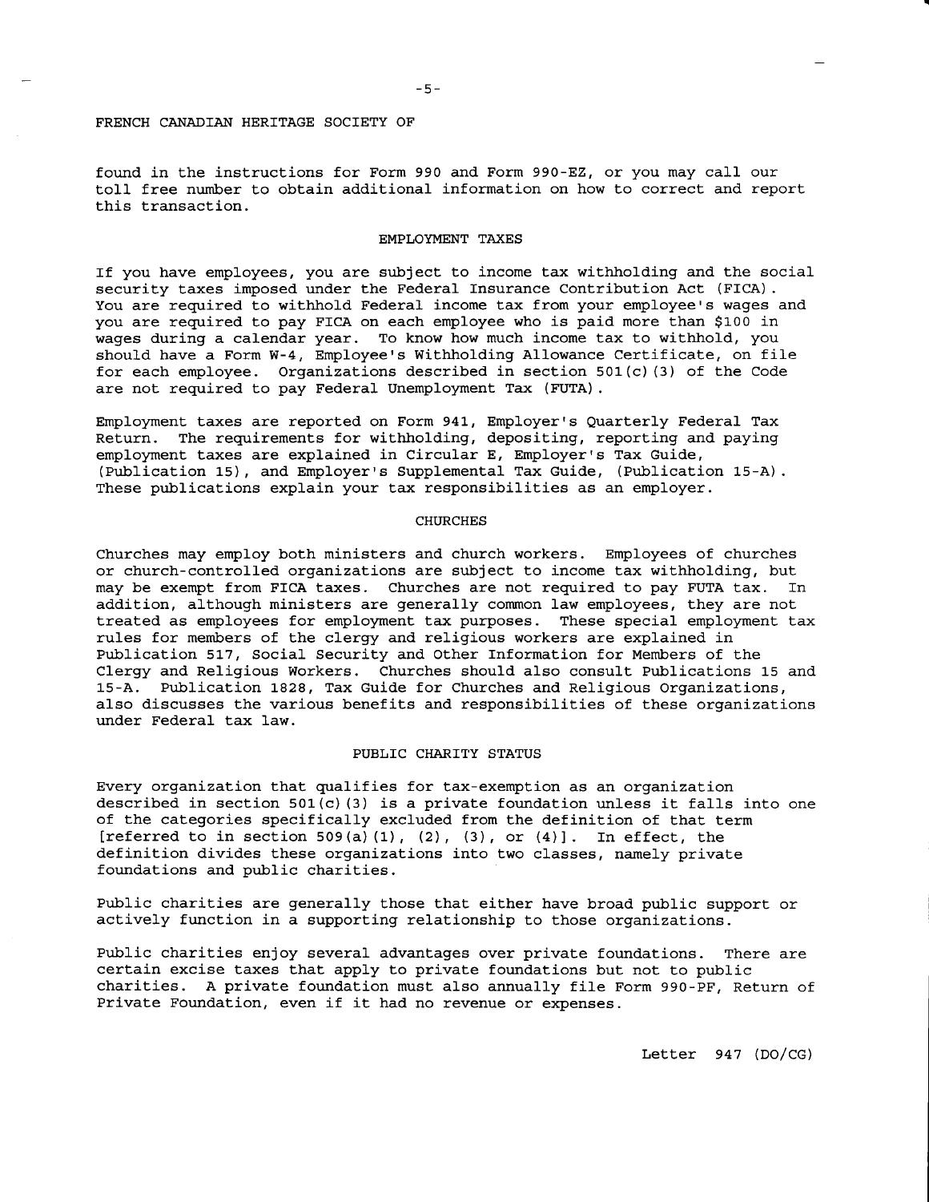FRENCH CANADIAN HERITAGE SOCIETY OF

found in the instructions for Form 990 and Form 990-EZ, or you may call our toll free number to obtain additional information on how to correct and report this transaction.

## EMPLOYMENT TAXES

If you have employees, you are subject to income tax withholding and the social security taxes imposed under the Federal Insurance Contribution Act (FICA). You are required to withhold Federal income tax from your employee's wages and you are required to pay FICA on each employee who is paid more than $100 in wages during a calendar year. To know how much income tax to withhold, you should have a Form W-4, Employee's Withholding Allowance Certificate, on file for each employee. Organizations described in section 501(c)(3) of the Code are not required to pay Federal Unemployment Tax (FUTA).

Employment taxes are reported on Form 941, Employer's Quarterly Federal Tax Return. The requirements for withholding, depositing, reporting and paying employment taxes are explained in Circular E, Employer's Tax Guide, (Publication 15), and Employer's Supplemental Tax Guide, (Publication 15-A). These publications explain your tax responsibilities as an employer.

## CHURCHES

Churches may employ both ministers and church workers. Employees of churches or church-controlled organizations are subject to income tax withholding, but may be exempt from FICA taxes. Churches are not required to pay FUTA tax. In addition, although ministers are generally common law employees, they are not treated as employees for employment tax purposes. These special employment tax rules for members of the clergy and religious workers are explained in Publication 517, Social Security and Other Information for Members of the Clergy and Religious Workers. Churches should also consult Publications 15 and 15-A. Publication 1828, Tax Guide for Churches and Religious Organizations, also discusses the various benefits and responsibilities of these organizations under Federal tax law.

## PUBLIC CHARITY STATUS

Every organization that qualifies for tax-exemption as an organization described in section 501(c)(3) is a private foundation unless it falls into one of the categories specifically excluded from the definition of that term [referred to in section 509(a)(1), (2), (3), or (4)]. In effect, the definition divides these organizations into two classes, namely private foundations and public charities.

Public charities are generally those that either have broad public support or actively function in a supporting relationship to those organizations.

Public charities enjoy several advantages over private foundations. There are certain excise taxes that apply to private foundations but not to public charities. A private foundation must also annually file Form 990-PF, Return of Private Foundation, even if it had no revenue or expenses.

Letter 947 (DO/CG)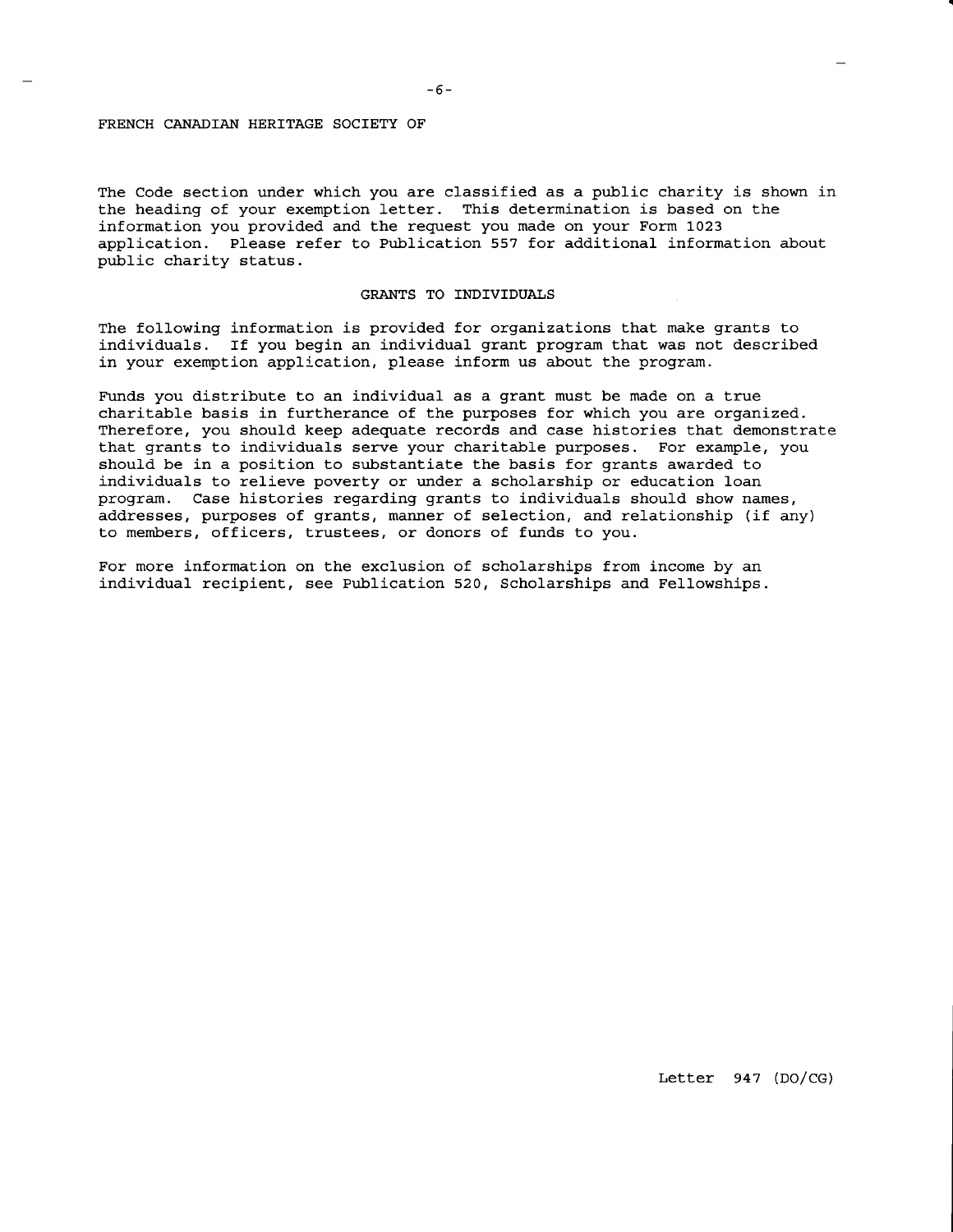FRENCH CANADIAN HERITAGE SOCIETY OF

The Code section under which you are classified as a public charity is shown in the heading of your exemption letter. This determination is based on the information you provided and the request you made on your Form 1023 application. Please refer to Publication 557 for additional information about public charity status.

## GRANTS TO INDIVIDUALS

The following information is provided for organizations that make grants to individuals. If you begin an individual grant program that was not described in your exemption application, please inform us about the program.

Funds you distribute to an individual as a grant must be made on a true charitable basis in furtherance of the purposes for which you are organized. Therefore, you should keep adequate records and case histories that demonstrate that grants to individuals serve your charitable purposes. For example, you should be in a position to substantiate the basis for grants awarded to individuals to relieve poverty or under a scholarship or education loan program. Case histories regarding grants to individuals should show names, addresses, purposes of grants, manner of selection, and relationship (if any) to members, officers, trustees, or donors of funds to you.

For more information on the exclusion of scholarships from income by an individual recipient, see Publication 520, Scholarships and Fellowships.

Letter 947 (DO/CG)